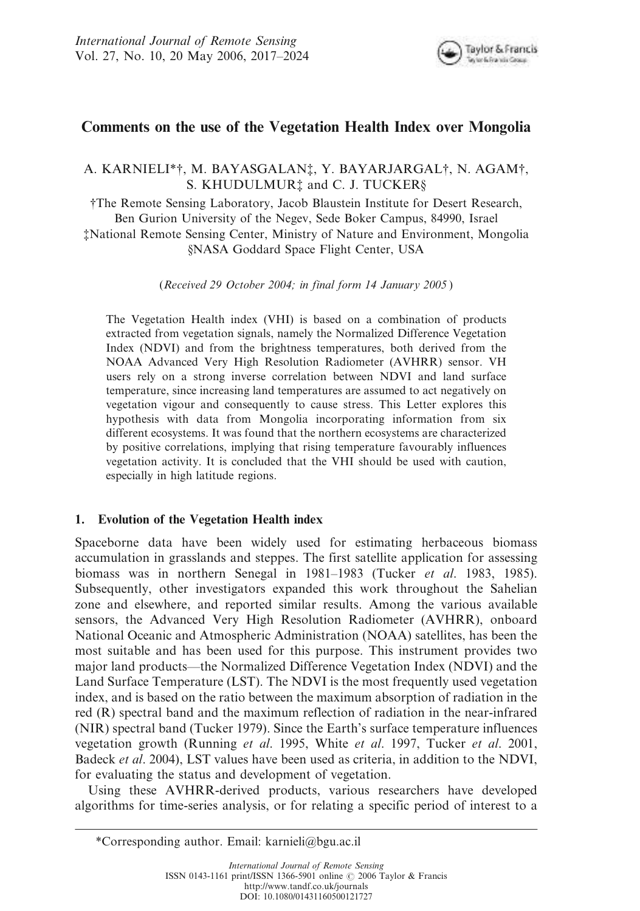# Comments on the use of the Vegetation Health Index over Mongolia

A. KARNIELI*†, M. BAYASGALAN‡, Y. BAYARJARGAL†, N. AGAM†, S. KHUDULMUR‡ and C. J. TUCKER§

†The Remote Sensing Laboratory, Jacob Blaustein Institute for Desert Research, Ben Gurion University of the Negev, Sede Boker Campus, 84990, Israel

‡National Remote Sensing Center, Ministry of Nature and Environment, Mongolia

§NASA Goddard Space Flight Center, USA

(*Received 29 October 2004; in final form 14 January 2005*)

The Vegetation Health index (VHI) is based on a combination of products extracted from vegetation signals, namely the Normalized Difference Vegetation Index (NDVI) and from the brightness temperatures, both derived from the NOAA Advanced Very High Resolution Radiometer (AVHRR) sensor. VH users rely on a strong inverse correlation between NDVI and land surface temperature, since increasing land temperatures are assumed to act negatively on vegetation vigour and consequently to cause stress. This Letter explores this hypothesis with data from Mongolia incorporating information from six different ecosystems. It was found that the northern ecosystems are characterized by positive correlations, implying that rising temperature favourably influences vegetation activity. It is concluded that the VHI should be used with caution, especially in high latitude regions.

## 1. Evolution of the Vegetation Health index

Spaceborne data have been widely used for estimating herbaceous biomass accumulation in grasslands and steppes. The first satellite application for assessing biomass was in northern Senegal in 1981–1983 (Tucker *et al.* 1983, 1985). Subsequently, other investigators expanded this work throughout the Sahelian zone and elsewhere, and reported similar results. Among the various available sensors, the Advanced Very High Resolution Radiometer (AVHRR), onboard National Oceanic and Atmospheric Administration (NOAA) satellites, has been the most suitable and has been used for this purpose. This instrument provides two major land products—the Normalized Difference Vegetation Index (NDVI) and the Land Surface Temperature (LST). The NDVI is the most frequently used vegetation index, and is based on the ratio between the maximum absorption of radiation in the red (R) spectral band and the maximum reflection of radiation in the near-infrared (NIR) spectral band (Tucker 1979). Since the Earth's surface temperature influences vegetation growth (Running *et al.* 1995, White *et al.* 1997, Tucker *et al.* 2001, Badeck *et al.* 2004), LST values have been used as criteria, in addition to the NDVI, for evaluating the status and development of vegetation.

Using these AVHRR-derived products, various researchers have developed algorithms for time-series analysis, or for relating a specific period of interest to a

*Corresponding author. Email: karnieli@bgu.ac.il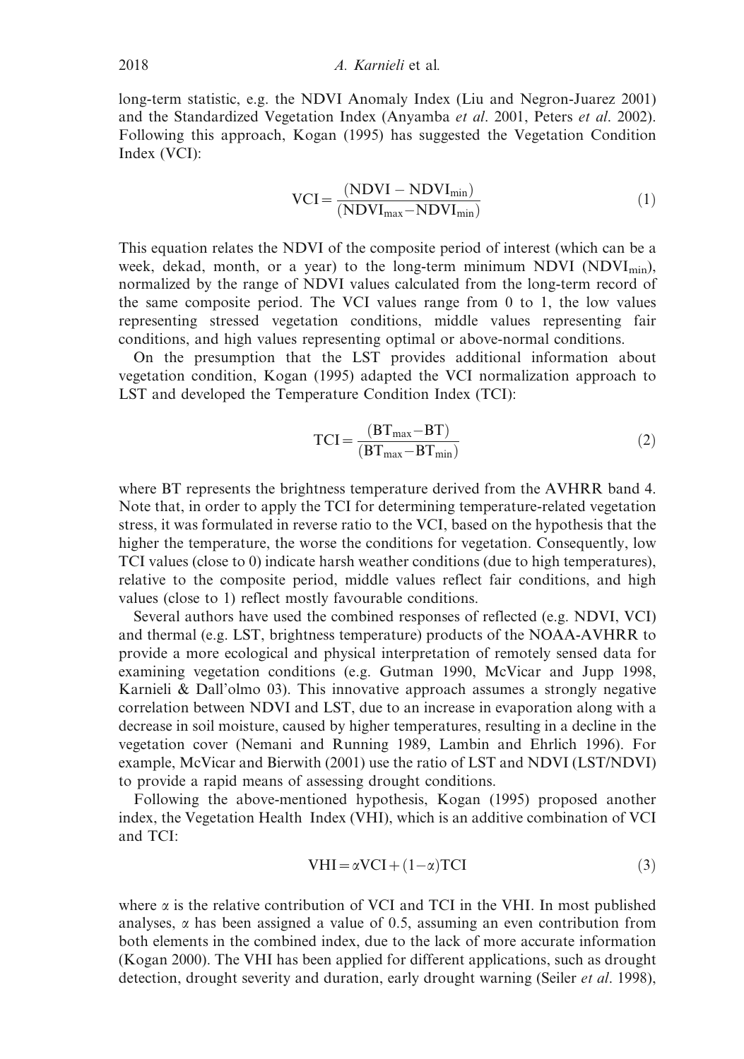long-term statistic, e.g. the NDVI Anomaly Index (Liu and Negron-Juarez 2001) and the Standardized Vegetation Index (Anyamba *et al*. 2001, Peters *et al*. 2002). Following this approach, Kogan (1995) has suggested the Vegetation Condition Index (VCI):

$$\mathrm{VCI} = \frac{(\mathrm{NDVI} - \mathrm{NDVI}_{\min})}{(\mathrm{NDVI}_{\max} - \mathrm{NDVI}_{\min})} \tag{1}$$

This equation relates the NDVI of the composite period of interest (which can be a week, dekad, month, or a year) to the long-term minimum NDVI ($\mathrm{NDVI}_{\min}$), normalized by the range of NDVI values calculated from the long-term record of the same composite period. The VCI values range from 0 to 1, the low values representing stressed vegetation conditions, middle values representing fair conditions, and high values representing optimal or above-normal conditions.

On the presumption that the LST provides additional information about vegetation condition, Kogan (1995) adapted the VCI normalization approach to LST and developed the Temperature Condition Index (TCI):

$$\mathrm{TCI} = \frac{(\mathrm{BT}_{\max} - \mathrm{BT})}{(\mathrm{BT}_{\max} - \mathrm{BT}_{\min})} \tag{2}$$

where BT represents the brightness temperature derived from the AVHRR band 4. Note that, in order to apply the TCI for determining temperature-related vegetation stress, it was formulated in reverse ratio to the VCI, based on the hypothesis that the higher the temperature, the worse the conditions for vegetation. Consequently, low TCI values (close to 0) indicate harsh weather conditions (due to high temperatures), relative to the composite period, middle values reflect fair conditions, and high values (close to 1) reflect mostly favourable conditions.

Several authors have used the combined responses of reflected (e.g. NDVI, VCI) and thermal (e.g. LST, brightness temperature) products of the NOAA-AVHRR to provide a more ecological and physical interpretation of remotely sensed data for examining vegetation conditions (e.g. Gutman 1990, McVicar and Jupp 1998, Karnieli & Dall'olmo 03). This innovative approach assumes a strongly negative correlation between NDVI and LST, due to an increase in evaporation along with a decrease in soil moisture, caused by higher temperatures, resulting in a decline in the vegetation cover (Nemani and Running 1989, Lambin and Ehrlich 1996). For example, McVicar and Bierwith (2001) use the ratio of LST and NDVI (LST/NDVI) to provide a rapid means of assessing drought conditions.

Following the above-mentioned hypothesis, Kogan (1995) proposed another index, the Vegetation Health Index (VHI), which is an additive combination of VCI and TCI:

$$\mathrm{VHI} = \alpha \mathrm{VCI} + (1 - \alpha)\mathrm{TCI} \tag{3}$$

where $\alpha$ is the relative contribution of VCI and TCI in the VHI. In most published analyses, $\alpha$ has been assigned a value of 0.5, assuming an even contribution from both elements in the combined index, due to the lack of more accurate information (Kogan 2000). The VHI has been applied for different applications, such as drought detection, drought severity and duration, early drought warning (Seiler *et al*. 1998),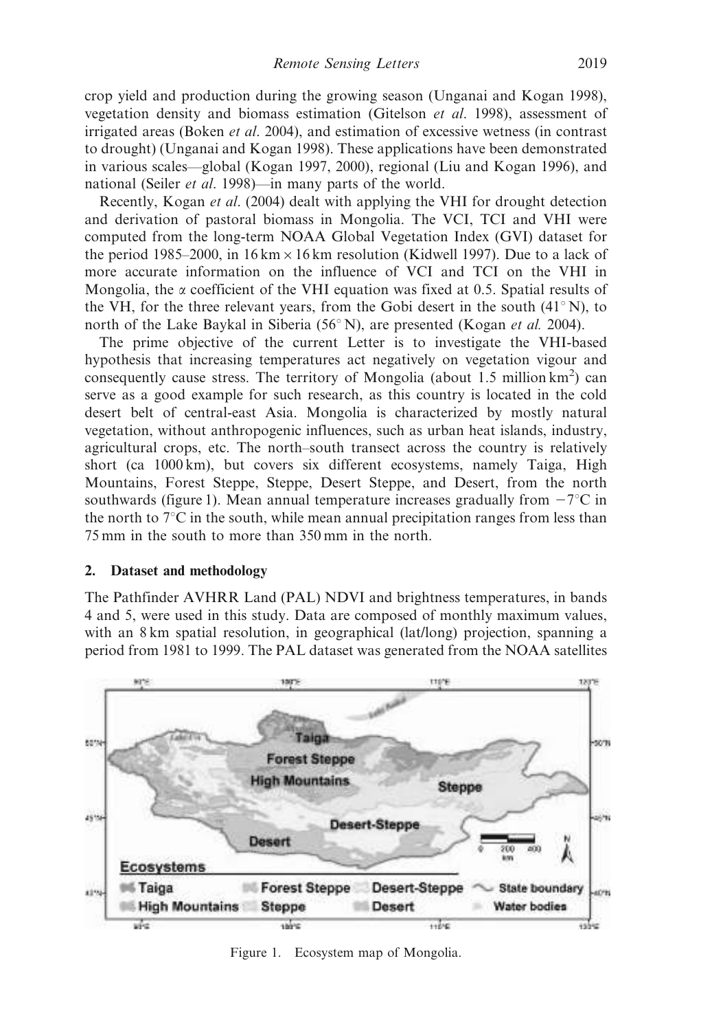crop yield and production during the growing season (Unganai and Kogan 1998), vegetation density and biomass estimation (Gitelson *et al*. 1998), assessment of irrigated areas (Boken *et al*. 2004), and estimation of excessive wetness (in contrast to drought) (Unganai and Kogan 1998). These applications have been demonstrated in various scales—global (Kogan 1997, 2000), regional (Liu and Kogan 1996), and national (Seiler *et al*. 1998)—in many parts of the world.

Recently, Kogan *et al*. (2004) dealt with applying the VHI for drought detection and derivation of pastoral biomass in Mongolia. The VCI, TCI and VHI were computed from the long-term NOAA Global Vegetation Index (GVI) dataset for the period 1985–2000, in $16\,\text{km} \times 16\,\text{km}$ resolution (Kidwell 1997). Due to a lack of more accurate information on the influence of VCI and TCI on the VHI in Mongolia, the $\alpha$ coefficient of the VHI equation was fixed at 0.5. Spatial results of the VH, for the three relevant years, from the Gobi desert in the south (41° N), to north of the Lake Baykal in Siberia (56° N), are presented (Kogan *et al.* 2004).

The prime objective of the current Letter is to investigate the VHI-based hypothesis that increasing temperatures act negatively on vegetation vigour and consequently cause stress. The territory of Mongolia (about 1.5 million $\text{km}^2$) can serve as a good example for such research, as this country is located in the cold desert belt of central-east Asia. Mongolia is characterized by mostly natural vegetation, without anthropogenic influences, such as urban heat islands, industry, agricultural crops, etc. The north–south transect across the country is relatively short (ca 1000 km), but covers six different ecosystems, namely Taiga, High Mountains, Forest Steppe, Steppe, Desert Steppe, and Desert, from the north southwards (figure 1). Mean annual temperature increases gradually from $-7$°C in the north to 7°C in the south, while mean annual precipitation ranges from less than 75 mm in the south to more than 350 mm in the north.

## 2. Dataset and methodology

The Pathfinder AVHRR Land (PAL) NDVI and brightness temperatures, in bands 4 and 5, were used in this study. Data are composed of monthly maximum values, with an 8 km spatial resolution, in geographical (lat/long) projection, spanning a period from 1981 to 1999. The PAL dataset was generated from the NOAA satellites

Figure 1. Ecosystem map of Mongolia.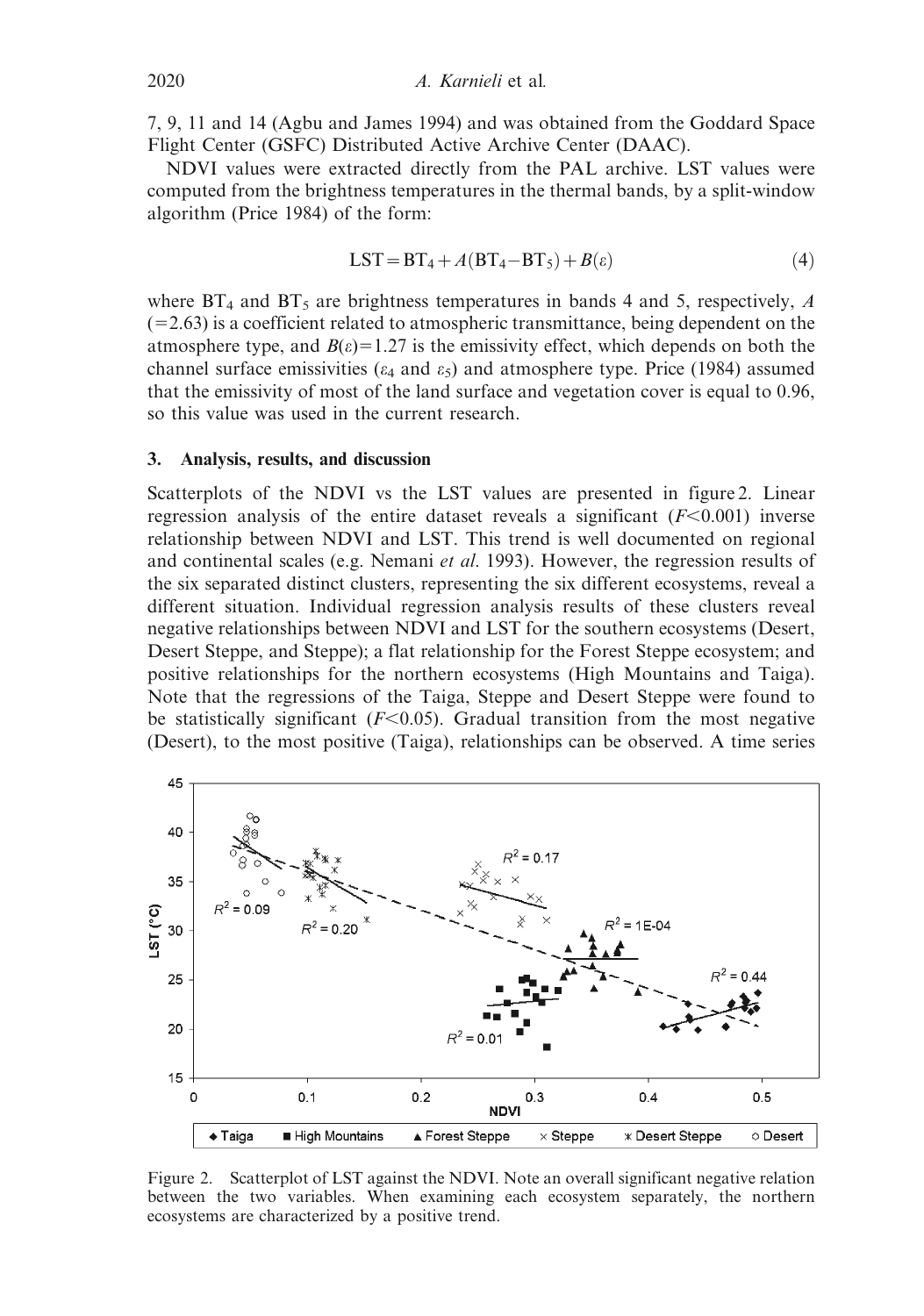7, 9, 11 and 14 (Agbu and James 1994) and was obtained from the Goddard Space Flight Center (GSFC) Distributed Active Archive Center (DAAC).

NDVI values were extracted directly from the PAL archive. LST values were computed from the brightness temperatures in the thermal bands, by a split-window algorithm (Price 1984) of the form:

$$\mathrm{LST} = \mathrm{BT}_4 + A(\mathrm{BT}_4 - \mathrm{BT}_5) + B(\varepsilon) \tag{4}$$

where $\mathrm{BT}_4$ and $\mathrm{BT}_5$ are brightness temperatures in bands 4 and 5, respectively, $A$ ($=2.63$) is a coefficient related to atmospheric transmittance, being dependent on the atmosphere type, and $B(\varepsilon)=1.27$ is the emissivity effect, which depends on both the channel surface emissivities ($\varepsilon_4$ and $\varepsilon_5$) and atmosphere type. Price (1984) assumed that the emissivity of most of the land surface and vegetation cover is equal to 0.96, so this value was used in the current research.

## 3. Analysis, results, and discussion

Scatterplots of the NDVI vs the LST values are presented in figure 2. Linear regression analysis of the entire dataset reveals a significant ($F<0.001$) inverse relationship between NDVI and LST. This trend is well documented on regional and continental scales (e.g. Nemani *et al.* 1993). However, the regression results of the six separated distinct clusters, representing the six different ecosystems, reveal a different situation. Individual regression analysis results of these clusters reveal negative relationships between NDVI and LST for the southern ecosystems (Desert, Desert Steppe, and Steppe); a flat relationship for the Forest Steppe ecosystem; and positive relationships for the northern ecosystems (High Mountains and Taiga). Note that the regressions of the Taiga, Steppe and Desert Steppe were found to be statistically significant ($F<0.05$). Gradual transition from the most negative (Desert), to the most positive (Taiga), relationships can be observed. A time series

Figure 2. Scatterplot of LST against the NDVI. Note an overall significant negative relation between the two variables. When examining each ecosystem separately, the northern ecosystems are characterized by a positive trend.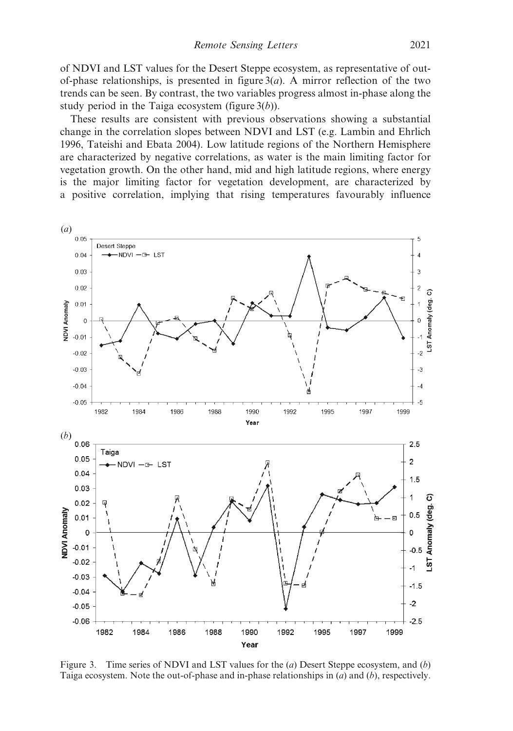of NDVI and LST values for the Desert Steppe ecosystem, as representative of out-of-phase relationships, is presented in figure 3(*a*). A mirror reflection of the two trends can be seen. By contrast, the two variables progress almost in-phase along the study period in the Taiga ecosystem (figure 3(*b*)).

These results are consistent with previous observations showing a substantial change in the correlation slopes between NDVI and LST (e.g. Lambin and Ehrlich 1996, Tateishi and Ebata 2004). Low latitude regions of the Northern Hemisphere are characterized by negative correlations, as water is the main limiting factor for vegetation growth. On the other hand, mid and high latitude regions, where energy is the major limiting factor for vegetation development, are characterized by a positive correlation, implying that rising temperatures favourably influence

Figure 3. Time series of NDVI and LST values for the (*a*) Desert Steppe ecosystem, and (*b*) Taiga ecosystem. Note the out-of-phase and in-phase relationships in (*a*) and (*b*), respectively.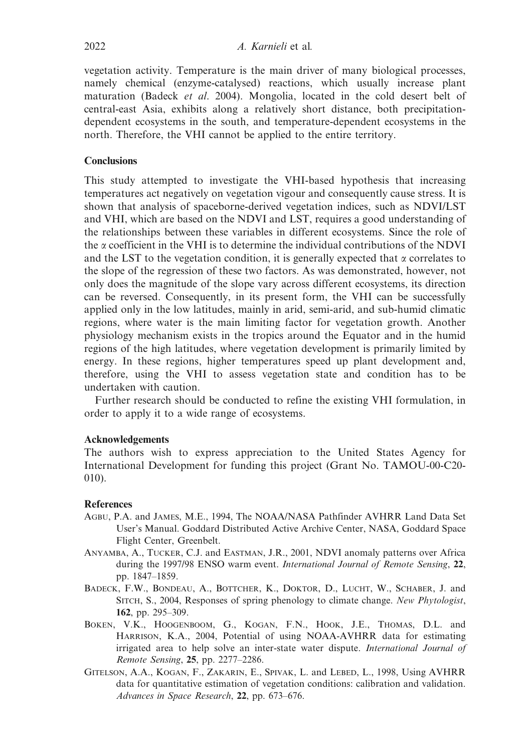vegetation activity. Temperature is the main driver of many biological processes, namely chemical (enzyme-catalysed) reactions, which usually increase plant maturation (Badeck *et al*. 2004). Mongolia, located in the cold desert belt of central-east Asia, exhibits along a relatively short distance, both precipitation-dependent ecosystems in the south, and temperature-dependent ecosystems in the north. Therefore, the VHI cannot be applied to the entire territory.

## Conclusions

This study attempted to investigate the VHI-based hypothesis that increasing temperatures act negatively on vegetation vigour and consequently cause stress. It is shown that analysis of spaceborne-derived vegetation indices, such as NDVI/LST and VHI, which are based on the NDVI and LST, requires a good understanding of the relationships between these variables in different ecosystems. Since the role of the $\alpha$ coefficient in the VHI is to determine the individual contributions of the NDVI and the LST to the vegetation condition, it is generally expected that $\alpha$ correlates to the slope of the regression of these two factors. As was demonstrated, however, not only does the magnitude of the slope vary across different ecosystems, its direction can be reversed. Consequently, in its present form, the VHI can be successfully applied only in the low latitudes, mainly in arid, semi-arid, and sub-humid climatic regions, where water is the main limiting factor for vegetation growth. Another physiology mechanism exists in the tropics around the Equator and in the humid regions of the high latitudes, where vegetation development is primarily limited by energy. In these regions, higher temperatures speed up plant development and, therefore, using the VHI to assess vegetation state and condition has to be undertaken with caution.

Further research should be conducted to refine the existing VHI formulation, in order to apply it to a wide range of ecosystems.

## Acknowledgements

The authors wish to express appreciation to the United States Agency for International Development for funding this project (Grant No. TAMOU-00-C20-010).

## References

AGBU, P.A. and JAMES, M.E., 1994, The NOAA/NASA Pathfinder AVHRR Land Data Set User's Manual. Goddard Distributed Active Archive Center, NASA, Goddard Space Flight Center, Greenbelt.

ANYAMBA, A., TUCKER, C.J. and EASTMAN, J.R., 2001, NDVI anomaly patterns over Africa during the 1997/98 ENSO warm event. *International Journal of Remote Sensing*, **22**, pp. 1847–1859.

BADECK, F.W., BONDEAU, A., BOTTCHER, K., DOKTOR, D., LUCHT, W., SCHABER, J. and SITCH, S., 2004, Responses of spring phenology to climate change. *New Phytologist*, **162**, pp. 295–309.

BOKEN, V.K., HOOGENBOOM, G., KOGAN, F.N., HOOK, J.E., THOMAS, D.L. and HARRISON, K.A., 2004, Potential of using NOAA-AVHRR data for estimating irrigated area to help solve an inter-state water dispute. *International Journal of Remote Sensing*, **25**, pp. 2277–2286.

GITELSON, A.A., KOGAN, F., ZAKARIN, E., SPIVAK, L. and LEBED, L., 1998, Using AVHRR data for quantitative estimation of vegetation conditions: calibration and validation. *Advances in Space Research*, **22**, pp. 673–676.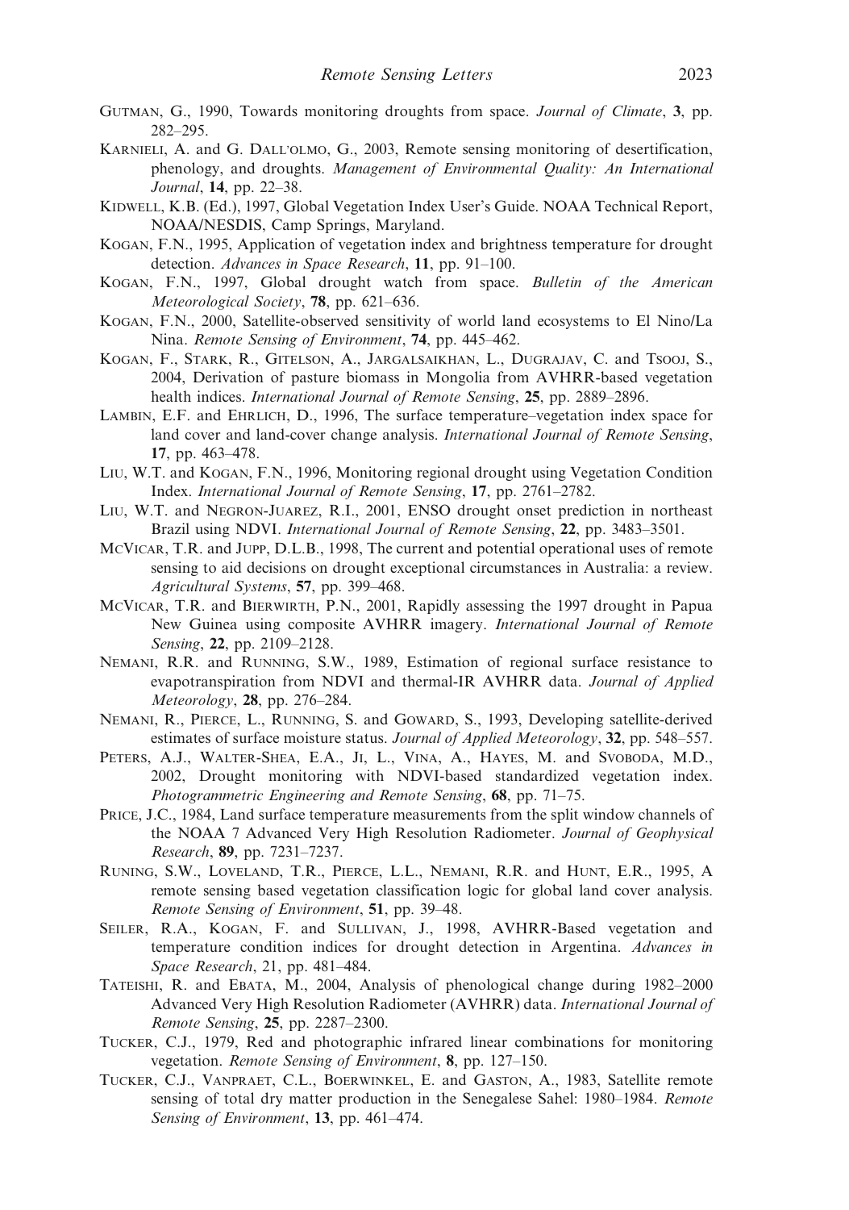Gutman, G., 1990, Towards monitoring droughts from space. *Journal of Climate*, **3**, pp. 282–295.

Karnieli, A. and G. Dall'olmo, G., 2003, Remote sensing monitoring of desertification, phenology, and droughts. *Management of Environmental Quality: An International Journal*, **14**, pp. 22–38.

Kidwell, K.B. (Ed.), 1997, Global Vegetation Index User's Guide. NOAA Technical Report, NOAA/NESDIS, Camp Springs, Maryland.

Kogan, F.N., 1995, Application of vegetation index and brightness temperature for drought detection. *Advances in Space Research*, **11**, pp. 91–100.

Kogan, F.N., 1997, Global drought watch from space. *Bulletin of the American Meteorological Society*, **78**, pp. 621–636.

Kogan, F.N., 2000, Satellite-observed sensitivity of world land ecosystems to El Nino/La Nina. *Remote Sensing of Environment*, **74**, pp. 445–462.

Kogan, F., Stark, R., Gitelson, A., Jargalsaikhan, L., Dugrajav, C. and Tsooj, S., 2004, Derivation of pasture biomass in Mongolia from AVHRR-based vegetation health indices. *International Journal of Remote Sensing*, **25**, pp. 2889–2896.

Lambin, E.F. and Ehrlich, D., 1996, The surface temperature–vegetation index space for land cover and land-cover change analysis. *International Journal of Remote Sensing*, **17**, pp. 463–478.

Liu, W.T. and Kogan, F.N., 1996, Monitoring regional drought using Vegetation Condition Index. *International Journal of Remote Sensing*, **17**, pp. 2761–2782.

Liu, W.T. and Negron-Juarez, R.I., 2001, ENSO drought onset prediction in northeast Brazil using NDVI. *International Journal of Remote Sensing*, **22**, pp. 3483–3501.

McVicar, T.R. and Jupp, D.L.B., 1998, The current and potential operational uses of remote sensing to aid decisions on drought exceptional circumstances in Australia: a review. *Agricultural Systems*, **57**, pp. 399–468.

McVicar, T.R. and Bierwirth, P.N., 2001, Rapidly assessing the 1997 drought in Papua New Guinea using composite AVHRR imagery. *International Journal of Remote Sensing*, **22**, pp. 2109–2128.

Nemani, R.R. and Running, S.W., 1989, Estimation of regional surface resistance to evapotranspiration from NDVI and thermal-IR AVHRR data. *Journal of Applied Meteorology*, **28**, pp. 276–284.

Nemani, R., Pierce, L., Running, S. and Goward, S., 1993, Developing satellite-derived estimates of surface moisture status. *Journal of Applied Meteorology*, **32**, pp. 548–557.

Peters, A.J., Walter-Shea, E.A., Ji, L., Vina, A., Hayes, M. and Svoboda, M.D., 2002, Drought monitoring with NDVI-based standardized vegetation index. *Photogrammetric Engineering and Remote Sensing*, **68**, pp. 71–75.

Price, J.C., 1984, Land surface temperature measurements from the split window channels of the NOAA 7 Advanced Very High Resolution Radiometer. *Journal of Geophysical Research*, **89**, pp. 7231–7237.

Runing, S.W., Loveland, T.R., Pierce, L.L., Nemani, R.R. and Hunt, E.R., 1995, A remote sensing based vegetation classification logic for global land cover analysis. *Remote Sensing of Environment*, **51**, pp. 39–48.

Seiler, R.A., Kogan, F. and Sullivan, J., 1998, AVHRR-Based vegetation and temperature condition indices for drought detection in Argentina. *Advances in Space Research*, 21, pp. 481–484.

Tateishi, R. and Ebata, M., 2004, Analysis of phenological change during 1982–2000 Advanced Very High Resolution Radiometer (AVHRR) data. *International Journal of Remote Sensing*, **25**, pp. 2287–2300.

Tucker, C.J., 1979, Red and photographic infrared linear combinations for monitoring vegetation. *Remote Sensing of Environment*, **8**, pp. 127–150.

Tucker, C.J., Vanpraet, C.L., Boerwinkel, E. and Gaston, A., 1983, Satellite remote sensing of total dry matter production in the Senegalese Sahel: 1980–1984. *Remote Sensing of Environment*, **13**, pp. 461–474.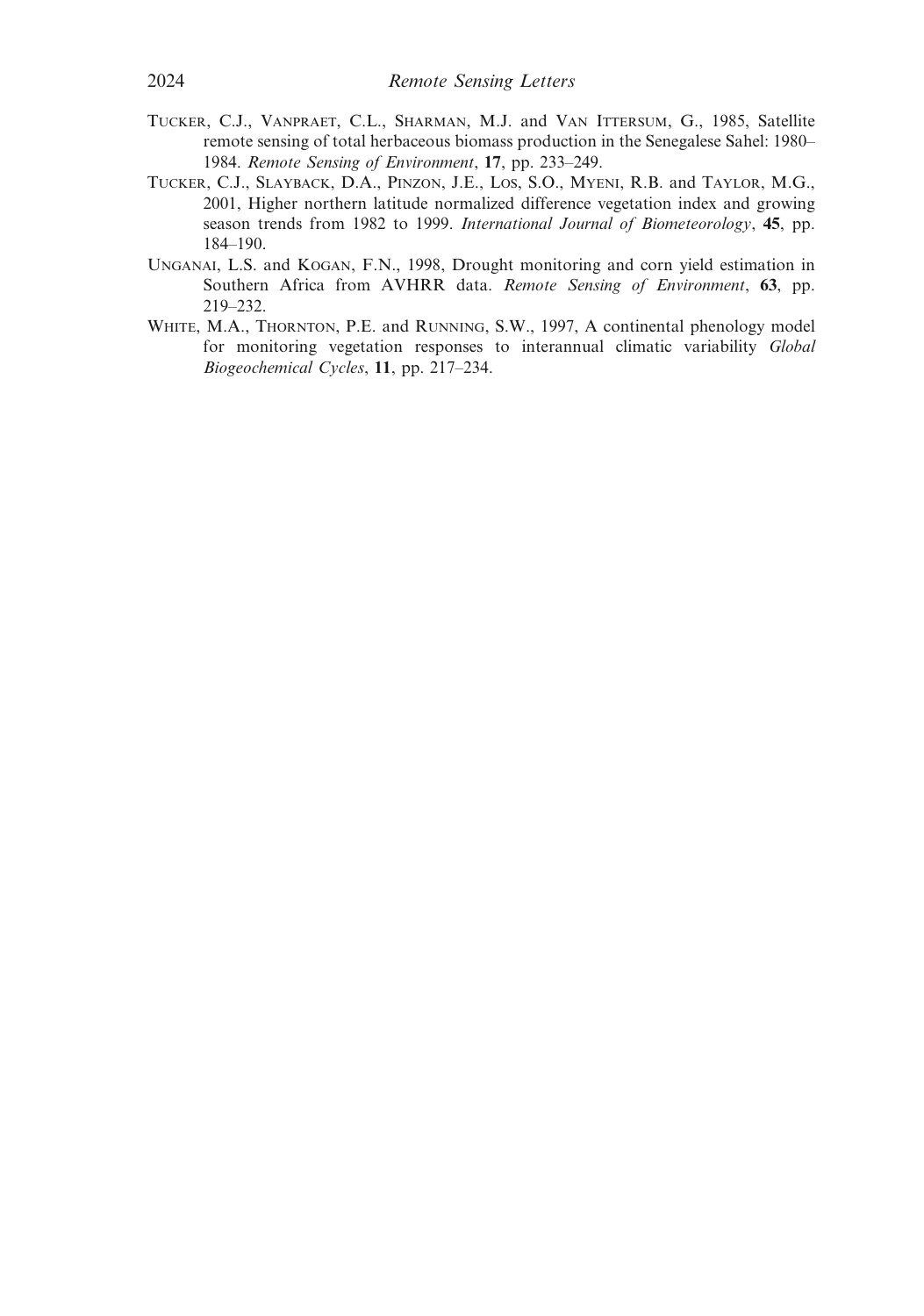Tucker, C.J., Vanpraet, C.L., Sharman, M.J. and Van Ittersum, G., 1985, Satellite remote sensing of total herbaceous biomass production in the Senegalese Sahel: 1980–1984. *Remote Sensing of Environment*, **17**, pp. 233–249.

Tucker, C.J., Slayback, D.A., Pinzon, J.E., Los, S.O., Myeni, R.B. and Taylor, M.G., 2001, Higher northern latitude normalized difference vegetation index and growing season trends from 1982 to 1999. *International Journal of Biometeorology*, **45**, pp. 184–190.

Unganai, L.S. and Kogan, F.N., 1998, Drought monitoring and corn yield estimation in Southern Africa from AVHRR data. *Remote Sensing of Environment*, **63**, pp. 219–232.

White, M.A., Thornton, P.E. and Running, S.W., 1997, A continental phenology model for monitoring vegetation responses to interannual climatic variability *Global Biogeochemical Cycles*, **11**, pp. 217–234.